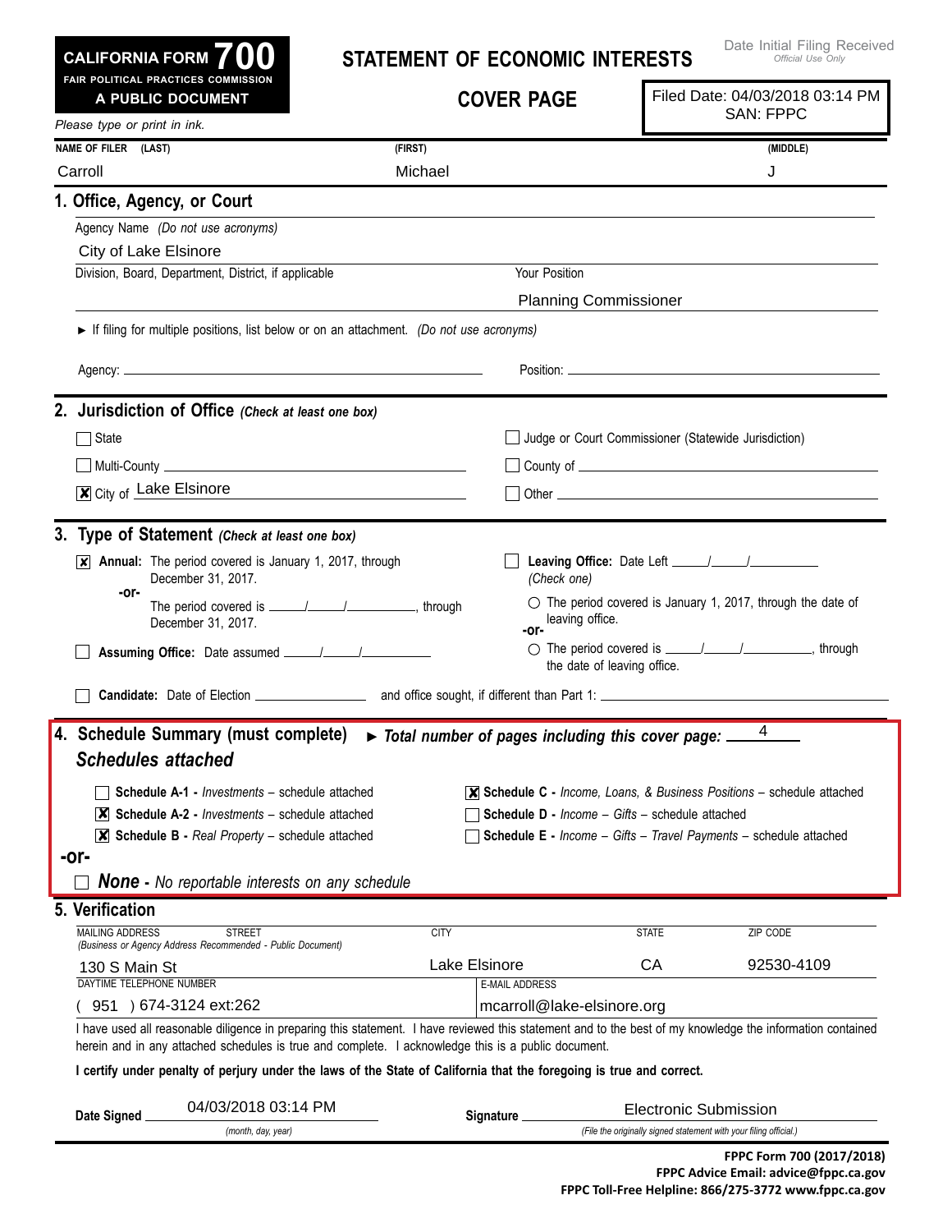**CALIFORNIA FORM 700**
FAIR POLITICAL PRACTICES COMMISSION
**A PUBLIC DOCUMENT**

# STATEMENT OF ECONOMIC INTERESTS

## COVER PAGE

Date Initial Filing Received
*Official Use Only*

Filed Date: 04/03/2018 03:14 PM
SAN: FPPC

*Please type or print in ink.*

| NAME OF FILER (LAST) | (FIRST) | (MIDDLE) |
|---|---|---|
| Carroll | Michael | J |

## 1. Office, Agency, or Court

Agency Name *(Do not use acronyms)*

City of Lake Elsinore

Division, Board, Department, District, if applicable

Your Position

Planning Commissioner

► If filing for multiple positions, list below or on an attachment. *(Do not use acronyms)*

Agency: ______________________ Position: ______________________

## 2. Jurisdiction of Office *(Check at least one box)*

- ☐ State
- ☐ Judge or Court Commissioner (Statewide Jurisdiction)
- ☐ Multi-County ______________________
- ☐ County of ______________________
- ☒ City of Lake Elsinore
- ☐ Other ______________________

## 3. Type of Statement *(Check at least one box)*

- ☒ **Annual:** The period covered is January 1, 2017, through December 31, 2017.
  **-or-**
  The period covered is ____/____/______, through December 31, 2017.
- ☐ **Leaving Office:** Date Left ____/____/______
  *(Check one)*
  ○ The period covered is January 1, 2017, through the date of leaving office.
  **-or-**
  ○ The period covered is ____/____/______, through the date of leaving office.
- ☐ **Assuming Office:** Date assumed ____/____/______
- ☐ **Candidate:** Date of Election ____________ and office sought, if different than Part 1: ______________________

## 4. Schedule Summary (must complete) ► *Total number of pages including this cover page:* 4

### *Schedules attached*

- ☐ **Schedule A-1 -** *Investments* – schedule attached
- ☒ **Schedule A-2 -** *Investments* – schedule attached
- ☒ **Schedule B -** *Real Property* – schedule attached
- ☒ **Schedule C -** *Income, Loans, & Business Positions* – schedule attached
- ☐ **Schedule D -** *Income – Gifts* – schedule attached
- ☐ **Schedule E -** *Income – Gifts – Travel Payments* – schedule attached

**-or-**

- ☐ ***None*** **-** *No reportable interests on any schedule*

## 5. Verification

| MAILING ADDRESS STREET *(Business or Agency Address Recommended - Public Document)* | CITY | STATE | ZIP CODE |
|---|---|---|---|
| 130 S Main St | Lake Elsinore | CA | 92530-4109 |

| DAYTIME TELEPHONE NUMBER | E-MAIL ADDRESS |
|---|---|
| ( 951 ) 674-3124 ext:262 | mcarroll@lake-elsinore.org |

I have used all reasonable diligence in preparing this statement. I have reviewed this statement and to the best of my knowledge the information contained herein and in any attached schedules is true and complete. I acknowledge this is a public document.

**I certify under penalty of perjury under the laws of the State of California that the foregoing is true and correct.**

**Date Signed** 04/03/2018 03:14 PM *(month, day, year)*

**Signature** Electronic Submission *(File the originally signed statement with your filing official.)*

**FPPC Form 700 (2017/2018)**
**FPPC Advice Email: advice@fppc.ca.gov**
**FPPC Toll-Free Helpline: 866/275-3772 www.fppc.ca.gov**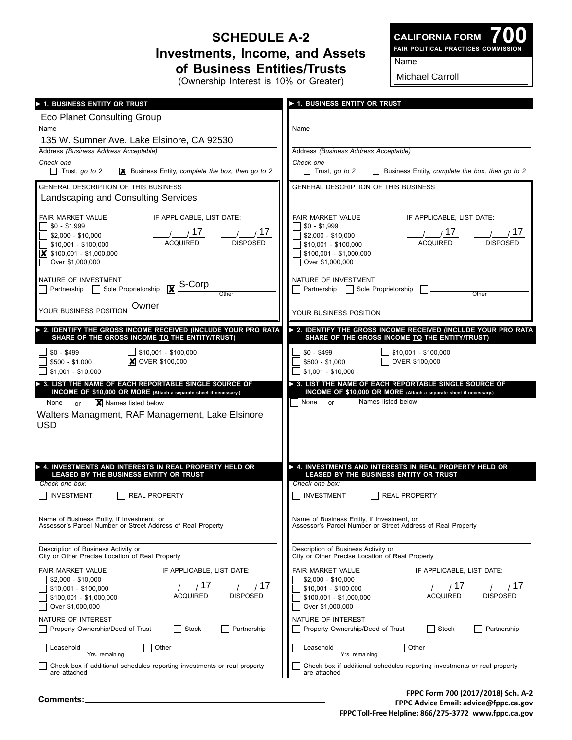# SCHEDULE A-2
## Investments, Income, and Assets of Business Entities/Trusts
(Ownership Interest is 10% or Greater)

**CALIFORNIA FORM 700**
**FAIR POLITICAL PRACTICES COMMISSION**

Name: Michael Carroll

---

### ► 1. BUSINESS ENTITY OR TRUST

Eco Planet Consulting Group
Name

135 W. Sumner Ave. Lake Elsinore, CA 92530
Address *(Business Address Acceptable)*

*Check one*
☐ Trust, *go to 2*  ☒ Business Entity, *complete the box, then go to 2*

GENERAL DESCRIPTION OF THIS BUSINESS
Landscaping and Consulting Services

FAIR MARKET VALUE
☐ $0 - $1,999
☐ $2,000 - $10,000
☐ $10,001 - $100,000
☒ $100,001 - $1,000,000
☐ Over $1,000,000

IF APPLICABLE, LIST DATE:
___/___/17 ACQUIRED  ___/___/17 DISPOSED

NATURE OF INVESTMENT
☐ Partnership ☐ Sole Proprietorship ☒ S-Corp (Other)

YOUR BUSINESS POSITION: Owner

### ► 2. IDENTIFY THE GROSS INCOME RECEIVED (INCLUDE YOUR PRO RATA SHARE OF THE GROSS INCOME TO THE ENTITY/TRUST)

☐ $0 - $499
☐ $500 - $1,000
☐ $1,001 - $10,000
☐ $10,001 - $100,000
☒ OVER $100,000

### ► 3. LIST THE NAME OF EACH REPORTABLE SINGLE SOURCE OF INCOME OF $10,000 OR MORE (Attach a separate sheet if necessary.)

☐ None or ☒ Names listed below

Walters Managment, RAF Management, Lake Elsinore USD

### ► 4. INVESTMENTS AND INTERESTS IN REAL PROPERTY HELD OR LEASED BY THE BUSINESS ENTITY OR TRUST

*Check one box:*
☐ INVESTMENT ☐ REAL PROPERTY

Name of Business Entity, if Investment, or Assessor's Parcel Number or Street Address of Real Property

Description of Business Activity or City or Other Precise Location of Real Property

FAIR MARKET VALUE
☐ $2,000 - $10,000
☐ $10,001 - $100,000
☐ $100,001 - $1,000,000
☐ Over $1,000,000

IF APPLICABLE, LIST DATE:
___/___/17 ACQUIRED  ___/___/17 DISPOSED

NATURE OF INTEREST
☐ Property Ownership/Deed of Trust ☐ Stock ☐ Partnership
☐ Leasehold ______ Yrs. remaining ☐ Other ______

☐ Check box if additional schedules reporting investments or real property are attached

---

### ► 1. BUSINESS ENTITY OR TRUST

Name

Address *(Business Address Acceptable)*

*Check one*
☐ Trust, *go to 2*  ☐ Business Entity, *complete the box, then go to 2*

GENERAL DESCRIPTION OF THIS BUSINESS

FAIR MARKET VALUE
☐ $0 - $1,999
☐ $2,000 - $10,000
☐ $10,001 - $100,000
☐ $100,001 - $1,000,000
☐ Over $1,000,000

IF APPLICABLE, LIST DATE:
___/___/17 ACQUIRED  ___/___/17 DISPOSED

NATURE OF INVESTMENT
☐ Partnership ☐ Sole Proprietorship ☐ ______ (Other)

YOUR BUSINESS POSITION ______

### ► 2. IDENTIFY THE GROSS INCOME RECEIVED (INCLUDE YOUR PRO RATA SHARE OF THE GROSS INCOME TO THE ENTITY/TRUST)

☐ $0 - $499
☐ $500 - $1,000
☐ $1,001 - $10,000
☐ $10,001 - $100,000
☐ OVER $100,000

### ► 3. LIST THE NAME OF EACH REPORTABLE SINGLE SOURCE OF INCOME OF $10,000 OR MORE (Attach a separate sheet if necessary.)

☐ None or ☐ Names listed below

### ► 4. INVESTMENTS AND INTERESTS IN REAL PROPERTY HELD OR LEASED BY THE BUSINESS ENTITY OR TRUST

*Check one box:*
☐ INVESTMENT ☐ REAL PROPERTY

Name of Business Entity, if Investment, or Assessor's Parcel Number or Street Address of Real Property

Description of Business Activity or City or Other Precise Location of Real Property

FAIR MARKET VALUE
☐ $2,000 - $10,000
☐ $10,001 - $100,000
☐ $100,001 - $1,000,000
☐ Over $1,000,000

IF APPLICABLE, LIST DATE:
___/___/17 ACQUIRED  ___/___/17 DISPOSED

NATURE OF INTEREST
☐ Property Ownership/Deed of Trust ☐ Stock ☐ Partnership
☐ Leasehold ______ Yrs. remaining ☐ Other ______

☐ Check box if additional schedules reporting investments or real property are attached

---

**Comments:** ______

FPPC Form 700 (2017/2018) Sch. A-2
FPPC Advice Email: advice@fppc.ca.gov
FPPC Toll-Free Helpline: 866/275-3772 www.fppc.ca.gov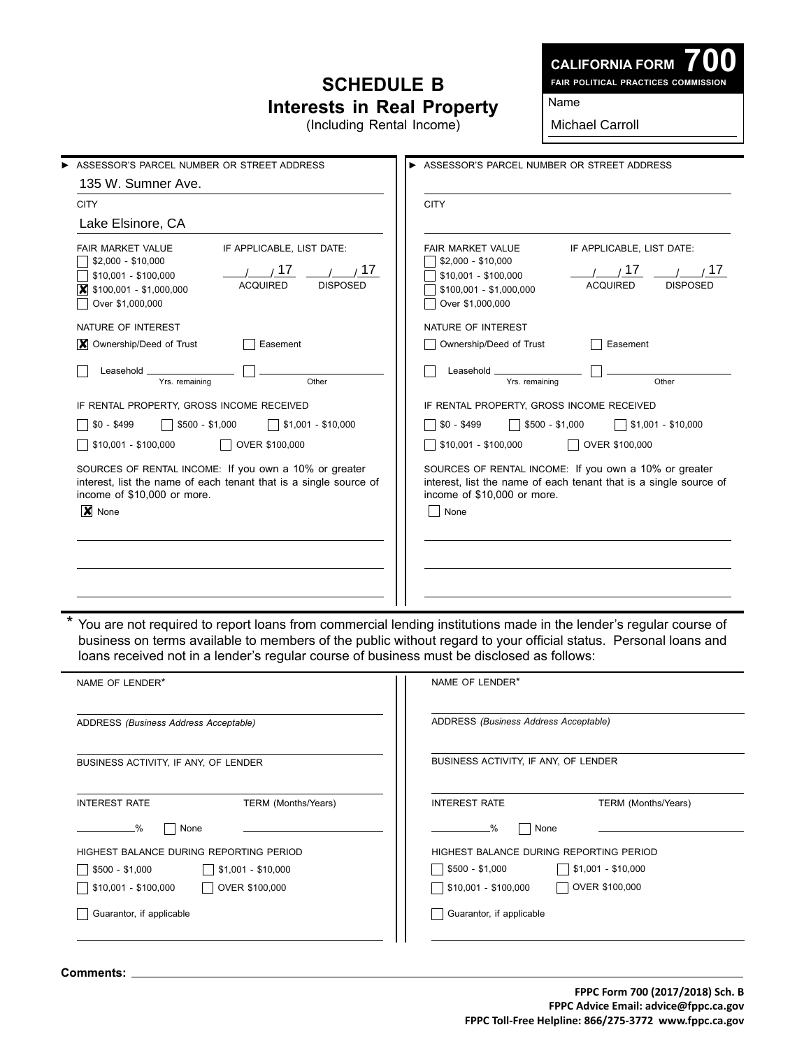# SCHEDULE B
## Interests in Real Property
(Including Rental Income)

**CALIFORNIA FORM 700**
**FAIR POLITICAL PRACTICES COMMISSION**

Name
Michael Carroll

---

► ASSESSOR'S PARCEL NUMBER OR STREET ADDRESS
135 W. Sumner Ave.

CITY
Lake Elsinore, CA

FAIR MARKET VALUE
- [ ] $2,000 - $10,000
- [ ] $10,001 - $100,000
- [X] $100,001 - $1,000,000
- [ ] Over $1,000,000

IF APPLICABLE, LIST DATE:
___/___/ 17 ACQUIRED ___/___/ 17 DISPOSED

NATURE OF INTEREST
- [X] Ownership/Deed of Trust
- [ ] Easement
- [ ] Leasehold ________ Yrs. remaining
- [ ] ________ Other

IF RENTAL PROPERTY, GROSS INCOME RECEIVED
- [ ] $0 - $499
- [ ] $500 - $1,000
- [ ] $1,001 - $10,000
- [ ] $10,001 - $100,000
- [ ] OVER $100,000

SOURCES OF RENTAL INCOME: If you own a 10% or greater interest, list the name of each tenant that is a single source of income of $10,000 or more.
- [X] None

---

► ASSESSOR'S PARCEL NUMBER OR STREET ADDRESS

CITY

FAIR MARKET VALUE
- [ ] $2,000 - $10,000
- [ ] $10,001 - $100,000
- [ ] $100,001 - $1,000,000
- [ ] Over $1,000,000

IF APPLICABLE, LIST DATE:
___/___/ 17 ACQUIRED ___/___/ 17 DISPOSED

NATURE OF INTEREST
- [ ] Ownership/Deed of Trust
- [ ] Easement
- [ ] Leasehold ________ Yrs. remaining
- [ ] ________ Other

IF RENTAL PROPERTY, GROSS INCOME RECEIVED
- [ ] $0 - $499
- [ ] $500 - $1,000
- [ ] $1,001 - $10,000
- [ ] $10,001 - $100,000
- [ ] OVER $100,000

SOURCES OF RENTAL INCOME: If you own a 10% or greater interest, list the name of each tenant that is a single source of income of $10,000 or more.
- [ ] None

---

* You are not required to report loans from commercial lending institutions made in the lender's regular course of business on terms available to members of the public without regard to your official status. Personal loans and loans received not in a lender's regular course of business must be disclosed as follows:

NAME OF LENDER*

ADDRESS *(Business Address Acceptable)*

BUSINESS ACTIVITY, IF ANY, OF LENDER

INTEREST RATE ________% [ ] None

TERM (Months/Years)

HIGHEST BALANCE DURING REPORTING PERIOD
- [ ] $500 - $1,000
- [ ] $1,001 - $10,000
- [ ] $10,001 - $100,000
- [ ] OVER $100,000

- [ ] Guarantor, if applicable

---

NAME OF LENDER*

ADDRESS *(Business Address Acceptable)*

BUSINESS ACTIVITY, IF ANY, OF LENDER

INTEREST RATE ________% [ ] None

TERM (Months/Years)

HIGHEST BALANCE DURING REPORTING PERIOD
- [ ] $500 - $1,000
- [ ] $1,001 - $10,000
- [ ] $10,001 - $100,000
- [ ] OVER $100,000

- [ ] Guarantor, if applicable

---

**Comments:**

**FPPC Form 700 (2017/2018) Sch. B**
**FPPC Advice Email: advice@fppc.ca.gov**
**FPPC Toll-Free Helpline: 866/275-3772 www.fppc.ca.gov**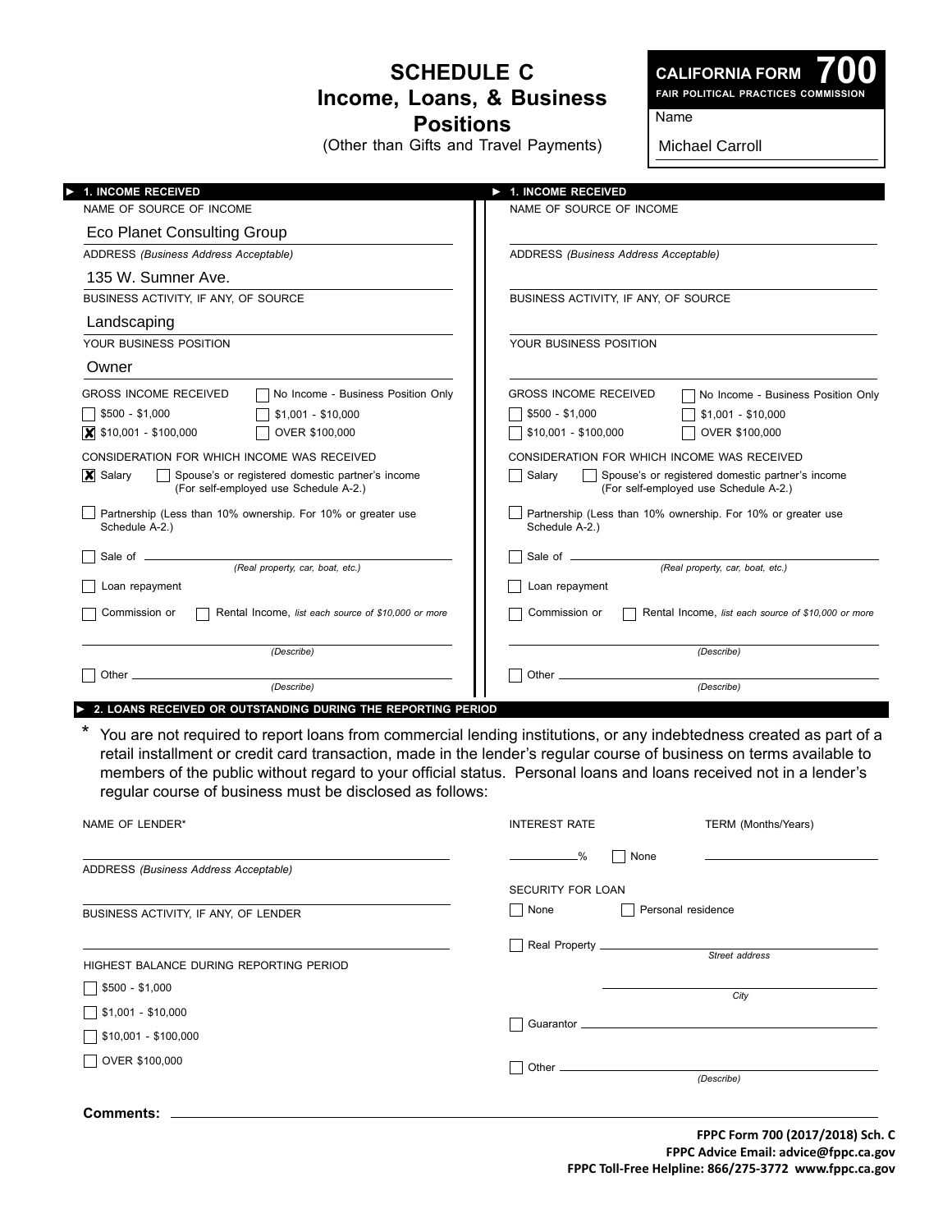# SCHEDULE C
## Income, Loans, & Business Positions

(Other than Gifts and Travel Payments)

**CALIFORNIA FORM 700**
FAIR POLITICAL PRACTICES COMMISSION

Name: Michael Carroll

---

### ► 1. INCOME RECEIVED

NAME OF SOURCE OF INCOME
Eco Planet Consulting Group

ADDRESS *(Business Address Acceptable)*
135 W. Sumner Ave.

BUSINESS ACTIVITY, IF ANY, OF SOURCE
Landscaping

YOUR BUSINESS POSITION
Owner

GROSS INCOME RECEIVED
- [ ] No Income - Business Position Only
- [ ] $500 - $1,000
- [ ] $1,001 - $10,000
- [X] $10,001 - $100,000
- [ ] OVER $100,000

CONSIDERATION FOR WHICH INCOME WAS RECEIVED
- [X] Salary
- [ ] Spouse's or registered domestic partner's income (For self-employed use Schedule A-2.)
- [ ] Partnership (Less than 10% ownership. For 10% or greater use Schedule A-2.)
- [ ] Sale of ______ *(Real property, car, boat, etc.)*
- [ ] Loan repayment
- [ ] Commission or
- [ ] Rental Income, *list each source of $10,000 or more*

______ *(Describe)*

- [ ] Other ______ *(Describe)*

---

### ► 1. INCOME RECEIVED

NAME OF SOURCE OF INCOME

ADDRESS *(Business Address Acceptable)*

BUSINESS ACTIVITY, IF ANY, OF SOURCE

YOUR BUSINESS POSITION

GROSS INCOME RECEIVED
- [ ] No Income - Business Position Only
- [ ] $500 - $1,000
- [ ] $1,001 - $10,000
- [ ] $10,001 - $100,000
- [ ] OVER $100,000

CONSIDERATION FOR WHICH INCOME WAS RECEIVED
- [ ] Salary
- [ ] Spouse's or registered domestic partner's income (For self-employed use Schedule A-2.)
- [ ] Partnership (Less than 10% ownership. For 10% or greater use Schedule A-2.)
- [ ] Sale of ______ *(Real property, car, boat, etc.)*
- [ ] Loan repayment
- [ ] Commission or
- [ ] Rental Income, *list each source of $10,000 or more*

______ *(Describe)*

- [ ] Other ______ *(Describe)*

---

### ► 2. LOANS RECEIVED OR OUTSTANDING DURING THE REPORTING PERIOD

\* You are not required to report loans from commercial lending institutions, or any indebtedness created as part of a retail installment or credit card transaction, made in the lender's regular course of business on terms available to members of the public without regard to your official status. Personal loans and loans received not in a lender's regular course of business must be disclosed as follows:

NAME OF LENDER*

ADDRESS *(Business Address Acceptable)*

BUSINESS ACTIVITY, IF ANY, OF LENDER

HIGHEST BALANCE DURING REPORTING PERIOD
- [ ] $500 - $1,000
- [ ] $1,001 - $10,000
- [ ] $10,001 - $100,000
- [ ] OVER $100,000

INTEREST RATE
______ %
- [ ] None

TERM (Months/Years)

SECURITY FOR LOAN
- [ ] None
- [ ] Personal residence
- [ ] Real Property ______ *Street address*

______ *City*

- [ ] Guarantor ______
- [ ] Other ______ *(Describe)*

**Comments:** ______

FPPC Form 700 (2017/2018) Sch. C
FPPC Advice Email: advice@fppc.ca.gov
FPPC Toll-Free Helpline: 866/275-3772 www.fppc.ca.gov